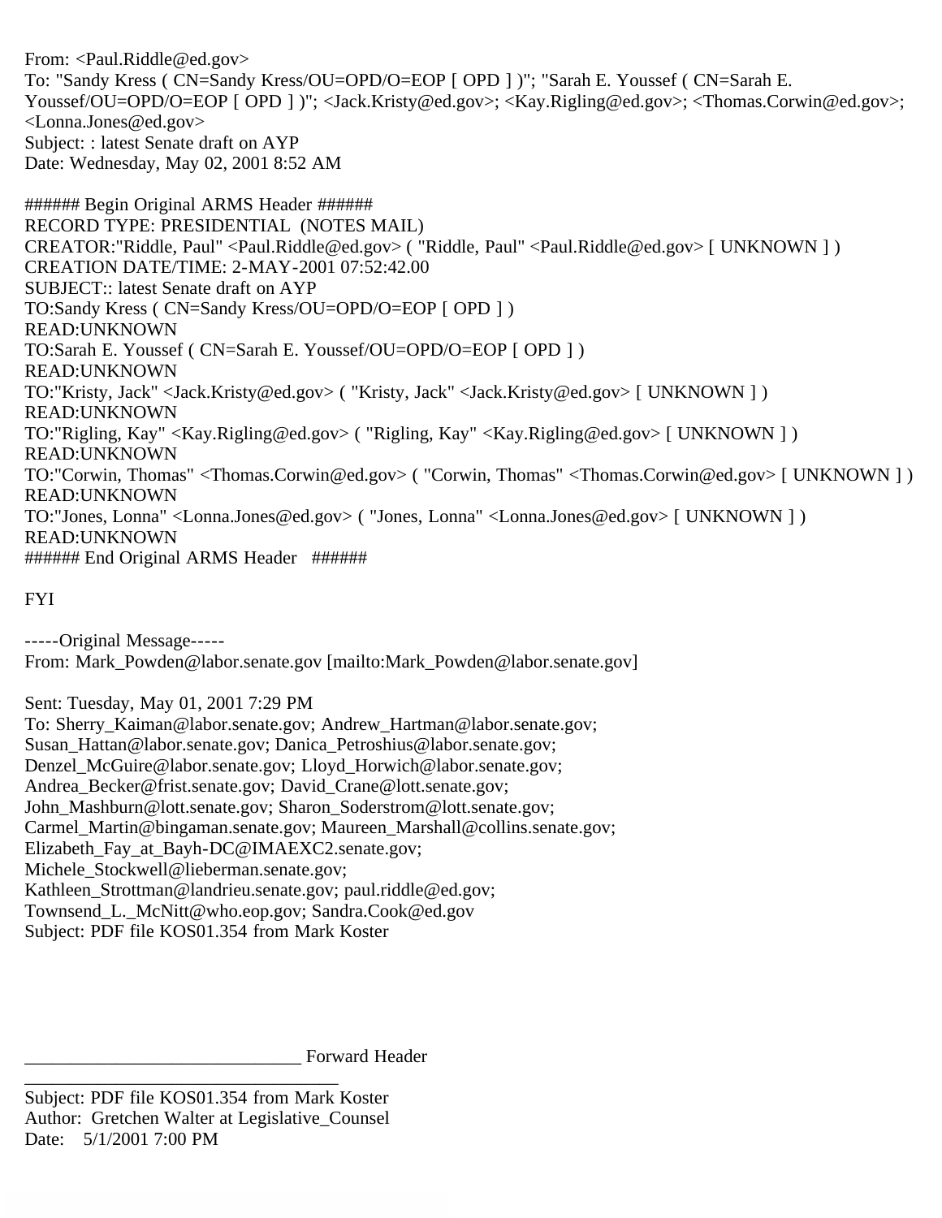From: <Paul.Riddle@ed.gov>
To: "Sandy Kress ( CN=Sandy Kress/OU=OPD/O=EOP [ OPD ] )"; "Sarah E. Youssef ( CN=Sarah E. Youssef/OU=OPD/O=EOP [ OPD ] )"; <Jack.Kristy@ed.gov>; <Kay.Rigling@ed.gov>; <Thomas.Corwin@ed.gov>; <Lonna.Jones@ed.gov>
Subject: : latest Senate draft on AYP
Date: Wednesday, May 02, 2001 8:52 AM

###### Begin Original ARMS Header ######
RECORD TYPE: PRESIDENTIAL (NOTES MAIL)
CREATOR:"Riddle, Paul" <Paul.Riddle@ed.gov> ( "Riddle, Paul" <Paul.Riddle@ed.gov> [ UNKNOWN ] )
CREATION DATE/TIME: 2-MAY-2001 07:52:42.00
SUBJECT:: latest Senate draft on AYP
TO:Sandy Kress ( CN=Sandy Kress/OU=OPD/O=EOP [ OPD ] )
READ:UNKNOWN
TO:Sarah E. Youssef ( CN=Sarah E. Youssef/OU=OPD/O=EOP [ OPD ] )
READ:UNKNOWN
TO:"Kristy, Jack" <Jack.Kristy@ed.gov> ( "Kristy, Jack" <Jack.Kristy@ed.gov> [ UNKNOWN ] )
READ:UNKNOWN
TO:"Rigling, Kay" <Kay.Rigling@ed.gov> ( "Rigling, Kay" <Kay.Rigling@ed.gov> [ UNKNOWN ] )
READ:UNKNOWN
TO:"Corwin, Thomas" <Thomas.Corwin@ed.gov> ( "Corwin, Thomas" <Thomas.Corwin@ed.gov> [ UNKNOWN ] )
READ:UNKNOWN
TO:"Jones, Lonna" <Lonna.Jones@ed.gov> ( "Jones, Lonna" <Lonna.Jones@ed.gov> [ UNKNOWN ] )
READ:UNKNOWN
###### End Original ARMS Header ######

FYI

-----Original Message-----
From: Mark_Powden@labor.senate.gov [mailto:Mark_Powden@labor.senate.gov]

Sent: Tuesday, May 01, 2001 7:29 PM
To: Sherry_Kaiman@labor.senate.gov; Andrew_Hartman@labor.senate.gov; Susan_Hattan@labor.senate.gov; Danica_Petroshius@labor.senate.gov; Denzel_McGuire@labor.senate.gov; Lloyd_Horwich@labor.senate.gov; Andrea_Becker@frist.senate.gov; David_Crane@lott.senate.gov; John_Mashburn@lott.senate.gov; Sharon_Soderstrom@lott.senate.gov; Carmel_Martin@bingaman.senate.gov; Maureen_Marshall@collins.senate.gov; Elizabeth_Fay_at_Bayh-DC@IMAEXC2.senate.gov; Michele_Stockwell@lieberman.senate.gov; Kathleen_Strottman@landrieu.senate.gov; paul.riddle@ed.gov; Townsend_L._McNitt@who.eop.gov; Sandra.Cook@ed.gov
Subject: PDF file KOS01.354 from Mark Koster

______________________________ Forward Header
__________________________________

Subject: PDF file KOS01.354 from Mark Koster
Author: Gretchen Walter at Legislative_Counsel
Date: 5/1/2001 7:00 PM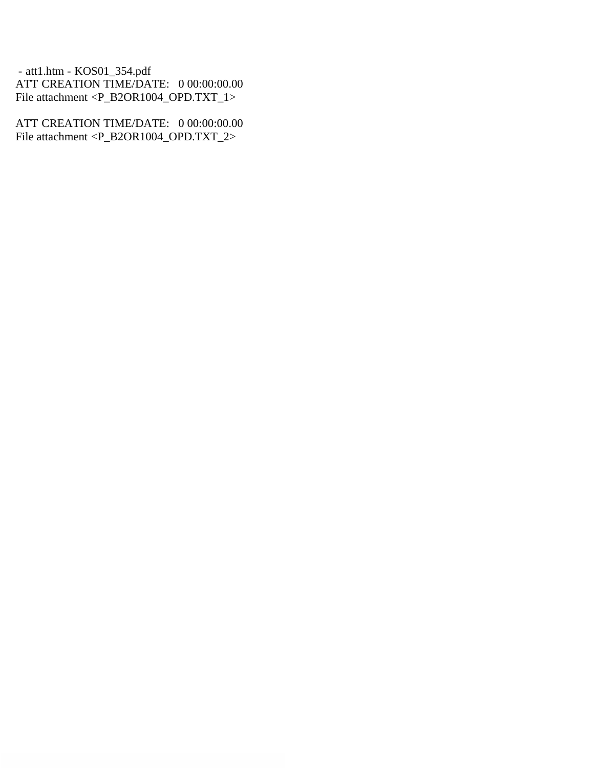- att1.htm - KOS01_354.pdf

ATT CREATION TIME/DATE:   0 00:00:00.00

File attachment <P_B2OR1004_OPD.TXT_1>

ATT CREATION TIME/DATE:   0 00:00:00.00

File attachment <P_B2OR1004_OPD.TXT_2>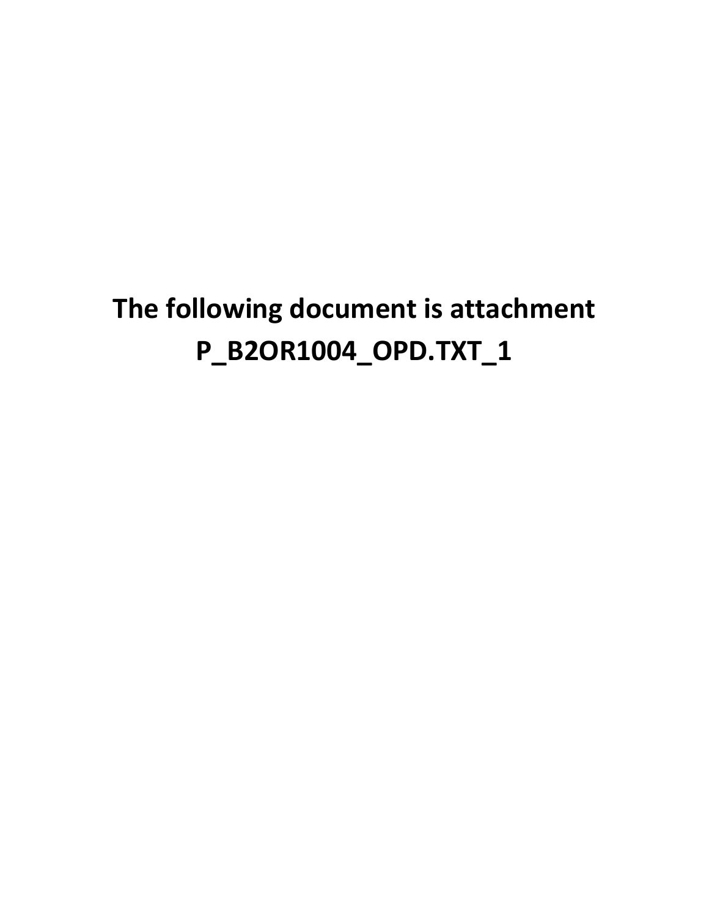**The following document is attachment P_B2OR1004_OPD.TXT_1**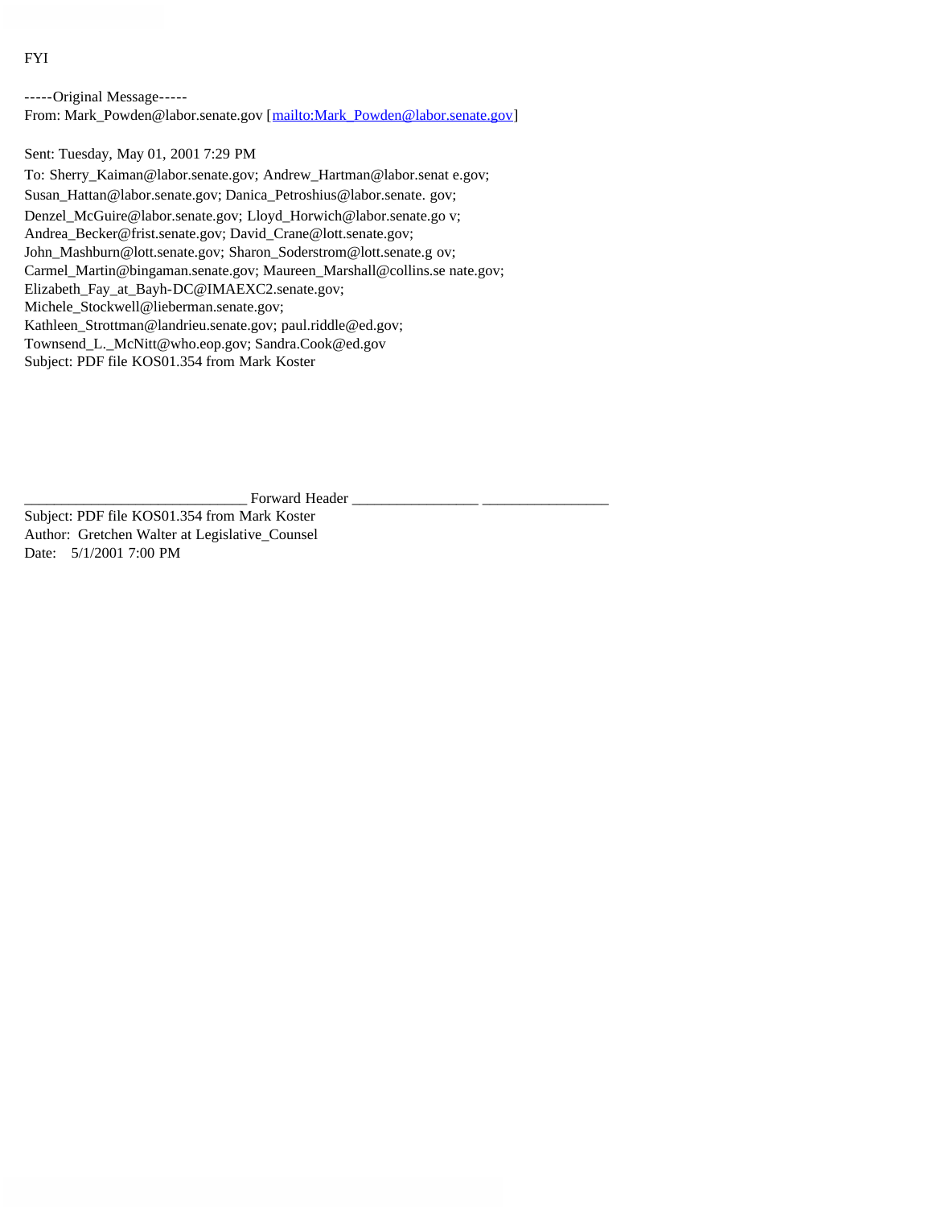FYI

-----Original Message-----
From: Mark_Powden@labor.senate.gov [mailto:Mark_Powden@labor.senate.gov]

Sent: Tuesday, May 01, 2001 7:29 PM
To: Sherry_Kaiman@labor.senate.gov; Andrew_Hartman@labor.senat e.gov;
Susan_Hattan@labor.senate.gov; Danica_Petroshius@labor.senate. gov;
Denzel_McGuire@labor.senate.gov; Lloyd_Horwich@labor.senate.go v;
Andrea_Becker@frist.senate.gov; David_Crane@lott.senate.gov;
John_Mashburn@lott.senate.gov; Sharon_Soderstrom@lott.senate.g ov;
Carmel_Martin@bingaman.senate.gov; Maureen_Marshall@collins.se nate.gov;
Elizabeth_Fay_at_Bayh-DC@IMAEXC2.senate.gov;
Michele_Stockwell@lieberman.senate.gov;
Kathleen_Strottman@landrieu.senate.gov; paul.riddle@ed.gov;
Townsend_L._McNitt@who.eop.gov; Sandra.Cook@ed.gov
Subject: PDF file KOS01.354 from Mark Koster

\_\_\_\_\_\_\_\_\_\_\_\_\_\_\_\_\_\_\_\_\_\_\_\_\_\_\_\_ Forward Header \_\_\_\_\_\_\_\_\_\_\_\_\_\_\_\_ \_\_\_\_\_\_\_\_\_\_\_\_\_\_\_\_
Subject: PDF file KOS01.354 from Mark Koster
Author: Gretchen Walter at Legislative_Counsel
Date: 5/1/2001 7:00 PM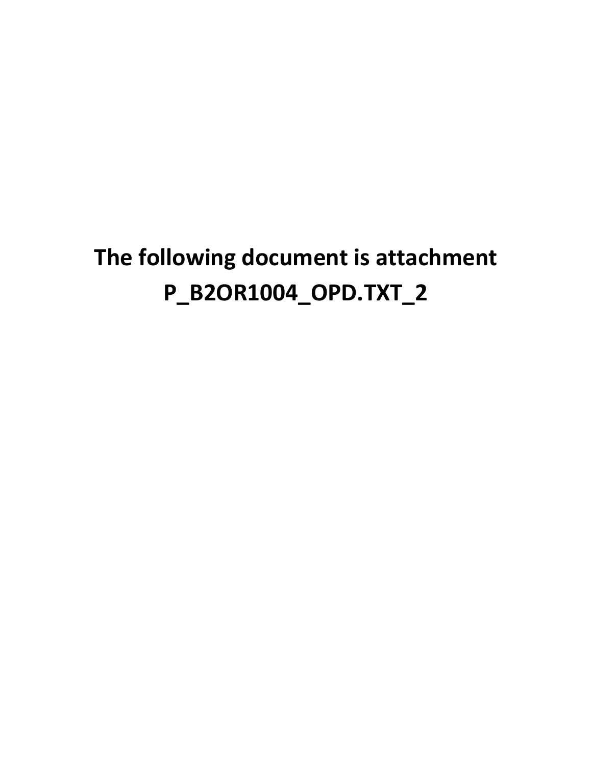# The following document is attachment P_B2OR1004_OPD.TXT_2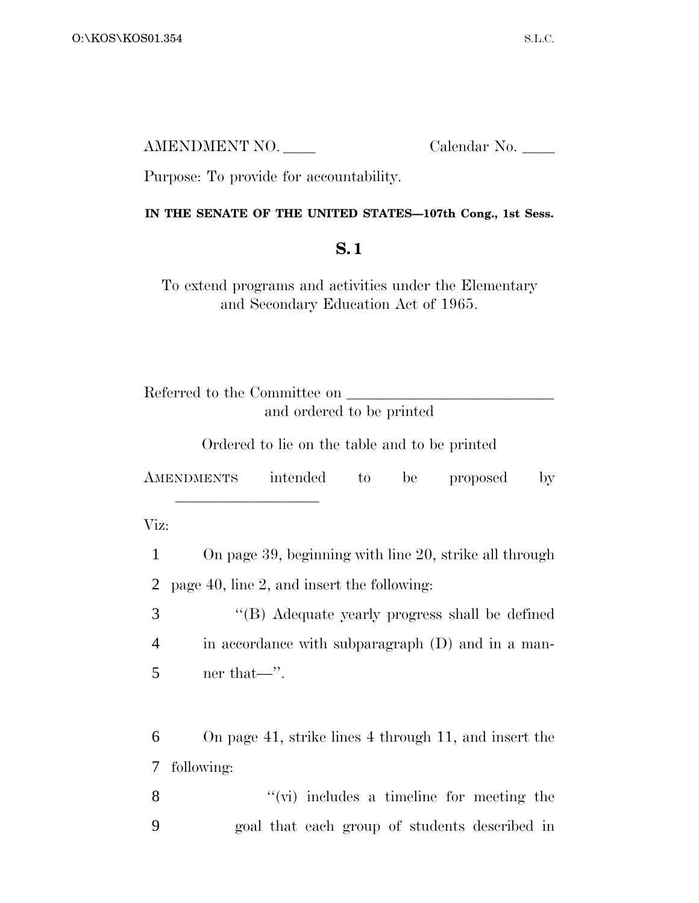AMENDMENT NO. ____ Calendar No. ____

Purpose: To provide for accountability.

**IN THE SENATE OF THE UNITED STATES—107th Cong., 1st Sess.**

**S. 1**

To extend programs and activities under the Elementary and Secondary Education Act of 1965.

Referred to the Committee on ____________________ and ordered to be printed

Ordered to lie on the table and to be printed

AMENDMENTS intended to be proposed by ______________

Viz:

1 On page 39, beginning with line 20, strike all through
2 page 40, line 2, and insert the following:
3 "(B) Adequate yearly progress shall be defined
4 in accordance with subparagraph (D) and in a man-
5 ner that—".

6 On page 41, strike lines 4 through 11, and insert the
7 following:
8 "(vi) includes a timeline for meeting the
9 goal that each group of students described in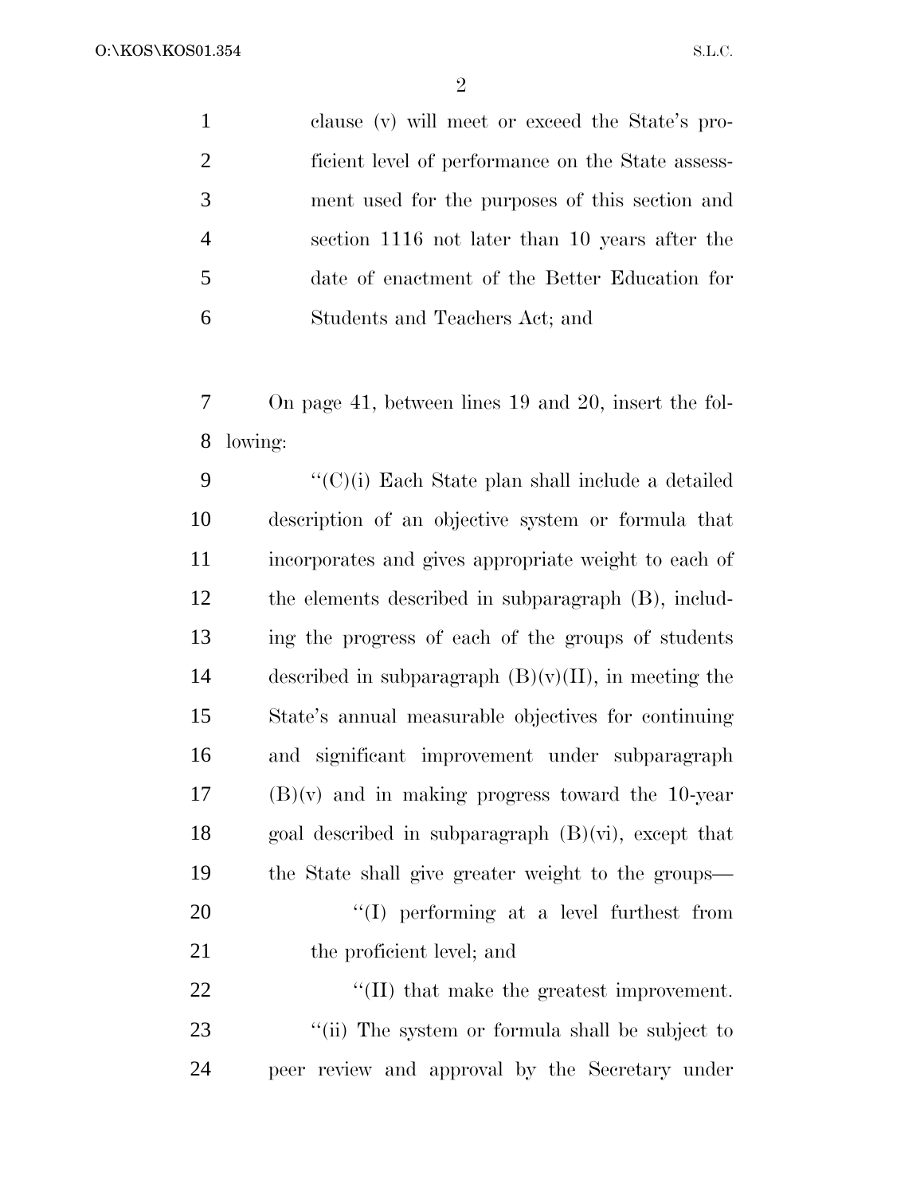clause (v) will meet or exceed the State's proficient level of performance on the State assessment used for the purposes of this section and section 1116 not later than 10 years after the date of enactment of the Better Education for Students and Teachers Act; and

On page 41, between lines 19 and 20, insert the following:

''(C)(i) Each State plan shall include a detailed description of an objective system or formula that incorporates and gives appropriate weight to each of the elements described in subparagraph (B), including the progress of each of the groups of students described in subparagraph (B)(v)(II), in meeting the State's annual measurable objectives for continuing and significant improvement under subparagraph (B)(v) and in making progress toward the 10-year goal described in subparagraph (B)(vi), except that the State shall give greater weight to the groups—

''(I) performing at a level furthest from the proficient level; and

''(II) that make the greatest improvement.

''(ii) The system or formula shall be subject to peer review and approval by the Secretary under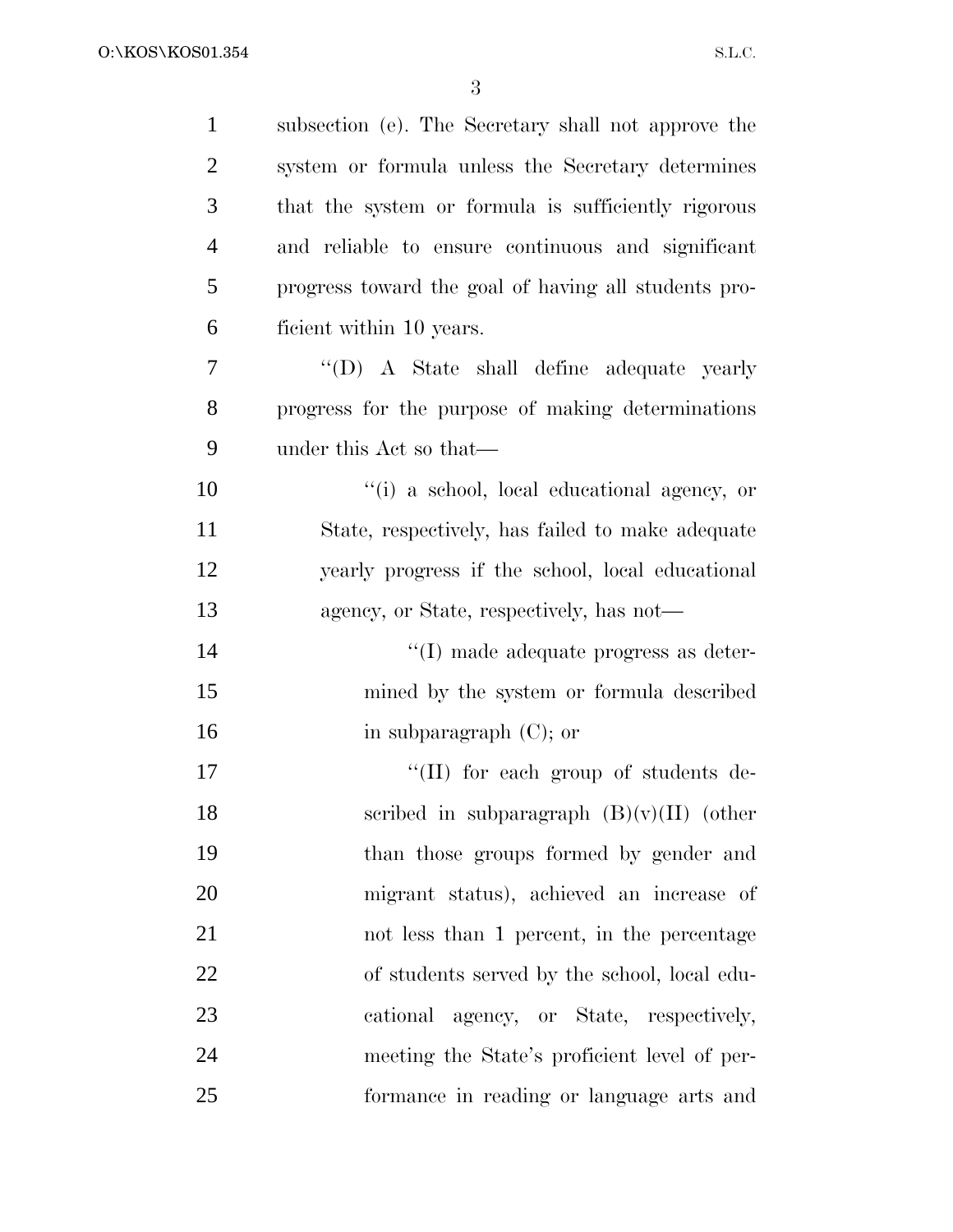subsection (e). The Secretary shall not approve the system or formula unless the Secretary determines that the system or formula is sufficiently rigorous and reliable to ensure continuous and significant progress toward the goal of having all students proficient within 10 years.

"(D) A State shall define adequate yearly progress for the purpose of making determinations under this Act so that—

"(i) a school, local educational agency, or State, respectively, has failed to make adequate yearly progress if the school, local educational agency, or State, respectively, has not—

"(I) made adequate progress as determined by the system or formula described in subparagraph (C); or

"(II) for each group of students described in subparagraph (B)(v)(II) (other than those groups formed by gender and migrant status), achieved an increase of not less than 1 percent, in the percentage of students served by the school, local educational agency, or State, respectively, meeting the State's proficient level of performance in reading or language arts and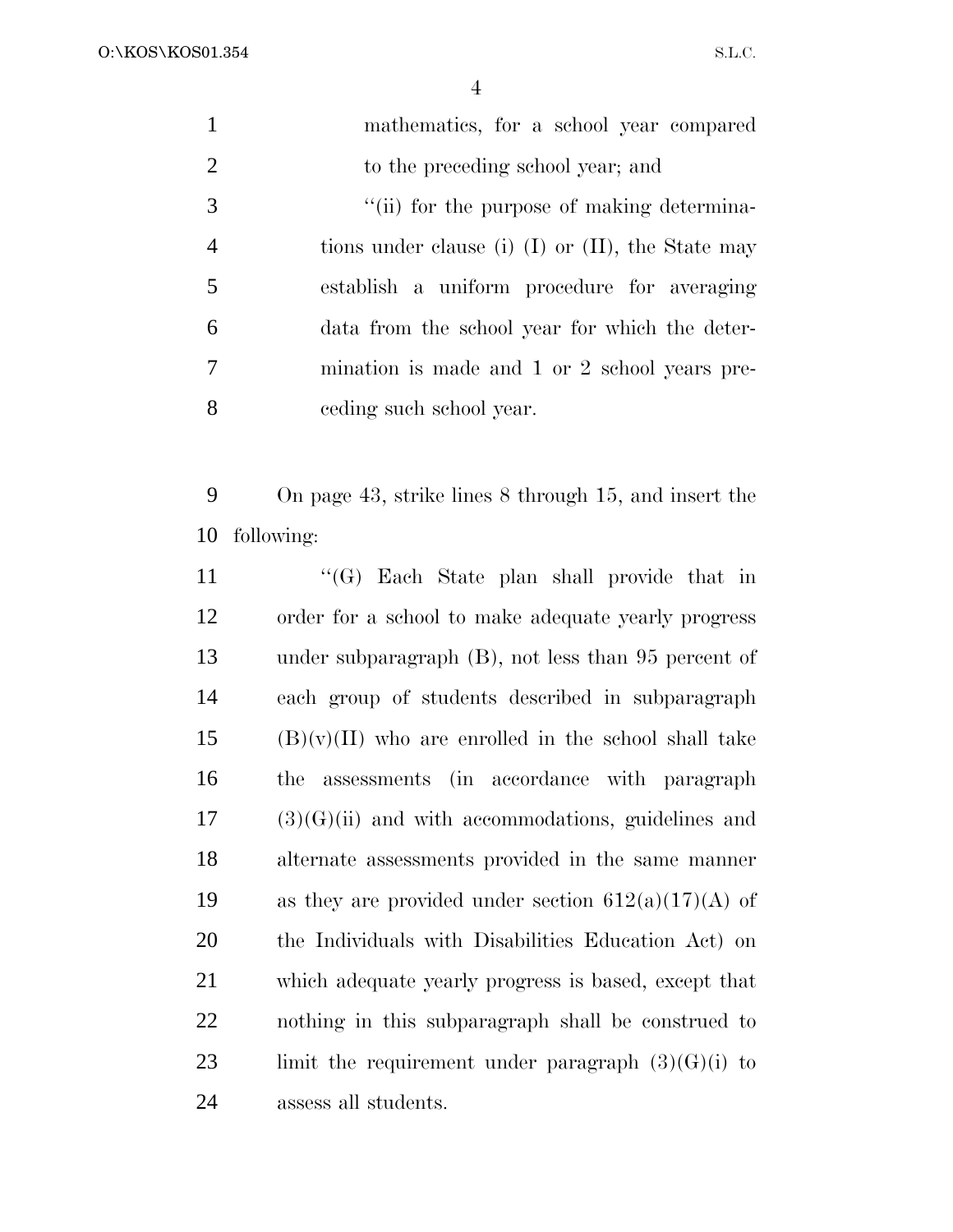mathematics, for a school year compared to the preceding school year; and

"(ii) for the purpose of making determinations under clause (i) (I) or (II), the State may establish a uniform procedure for averaging data from the school year for which the determination is made and 1 or 2 school years preceding such school year.

On page 43, strike lines 8 through 15, and insert the following:

"(G) Each State plan shall provide that in order for a school to make adequate yearly progress under subparagraph (B), not less than 95 percent of each group of students described in subparagraph (B)(v)(II) who are enrolled in the school shall take the assessments (in accordance with paragraph (3)(G)(ii) and with accommodations, guidelines and alternate assessments provided in the same manner as they are provided under section 612(a)(17)(A) of the Individuals with Disabilities Education Act) on which adequate yearly progress is based, except that nothing in this subparagraph shall be construed to limit the requirement under paragraph (3)(G)(i) to assess all students.